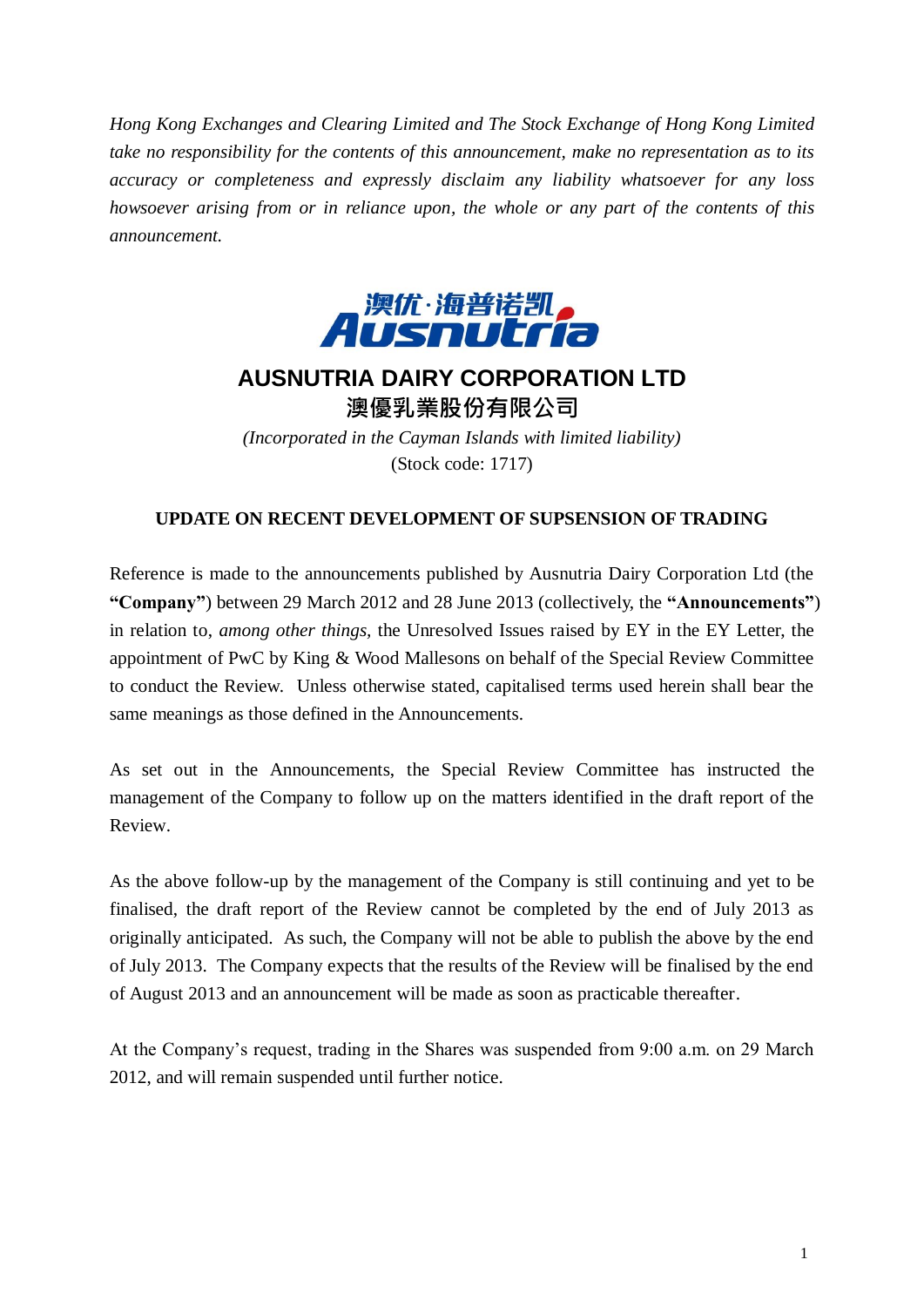*Hong Kong Exchanges and Clearing Limited and The Stock Exchange of Hong Kong Limited take no responsibility for the contents of this announcement, make no representation as to its accuracy or completeness and expressly disclaim any liability whatsoever for any loss howsoever arising from or in reliance upon, the whole or any part of the contents of this announcement.*

澳优·海普诺凯
Ausnutria

# AUSNUTRIA DAIRY CORPORATION LTD
# 澳優乳業股份有限公司

*(Incorporated in the Cayman Islands with limited liability)*
(Stock code: 1717)

## UPDATE ON RECENT DEVELOPMENT OF SUPSENSION OF TRADING

Reference is made to the announcements published by Ausnutria Dairy Corporation Ltd (the **"Company"**) between 29 March 2012 and 28 June 2013 (collectively, the **"Announcements"**) in relation to, *among other things,* the Unresolved Issues raised by EY in the EY Letter, the appointment of PwC by King & Wood Mallesons on behalf of the Special Review Committee to conduct the Review. Unless otherwise stated, capitalised terms used herein shall bear the same meanings as those defined in the Announcements.

As set out in the Announcements, the Special Review Committee has instructed the management of the Company to follow up on the matters identified in the draft report of the Review.

As the above follow-up by the management of the Company is still continuing and yet to be finalised, the draft report of the Review cannot be completed by the end of July 2013 as originally anticipated. As such, the Company will not be able to publish the above by the end of July 2013. The Company expects that the results of the Review will be finalised by the end of August 2013 and an announcement will be made as soon as practicable thereafter.

At the Company's request, trading in the Shares was suspended from 9:00 a.m. on 29 March 2012, and will remain suspended until further notice.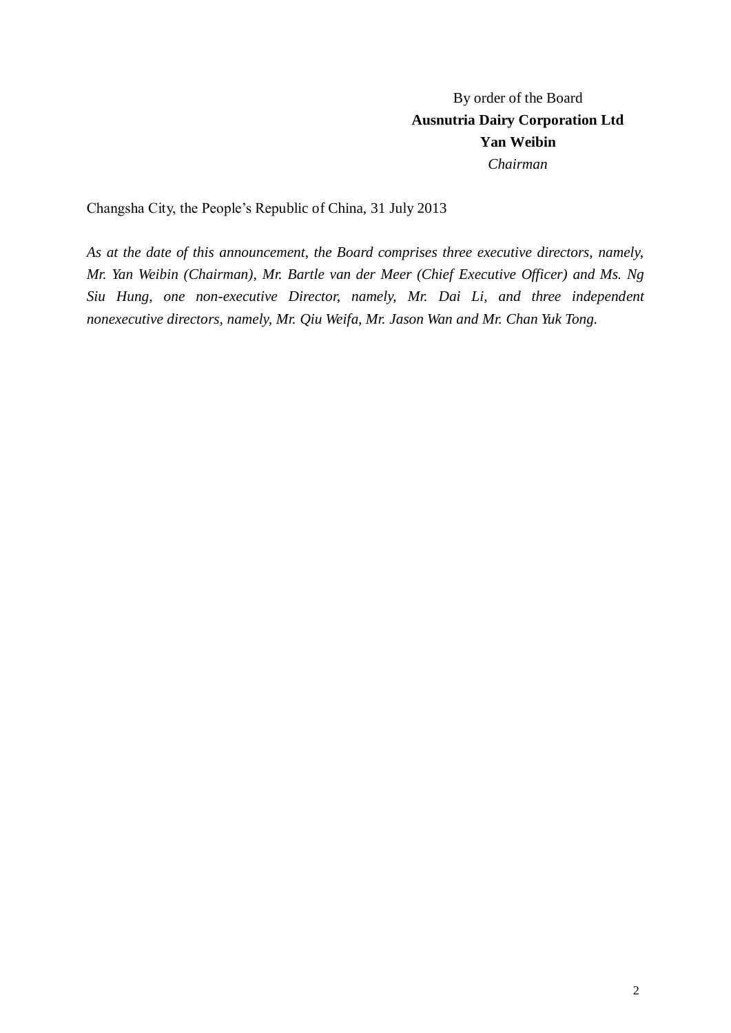By order of the Board

**Ausnutria Dairy Corporation Ltd**

**Yan Weibin**

*Chairman*

Changsha City, the People's Republic of China, 31 July 2013

*As at the date of this announcement, the Board comprises three executive directors, namely, Mr. Yan Weibin (Chairman), Mr. Bartle van der Meer (Chief Executive Officer) and Ms. Ng Siu Hung, one non-executive Director, namely, Mr. Dai Li, and three independent nonexecutive directors, namely, Mr. Qiu Weifa, Mr. Jason Wan and Mr. Chan Yuk Tong.*